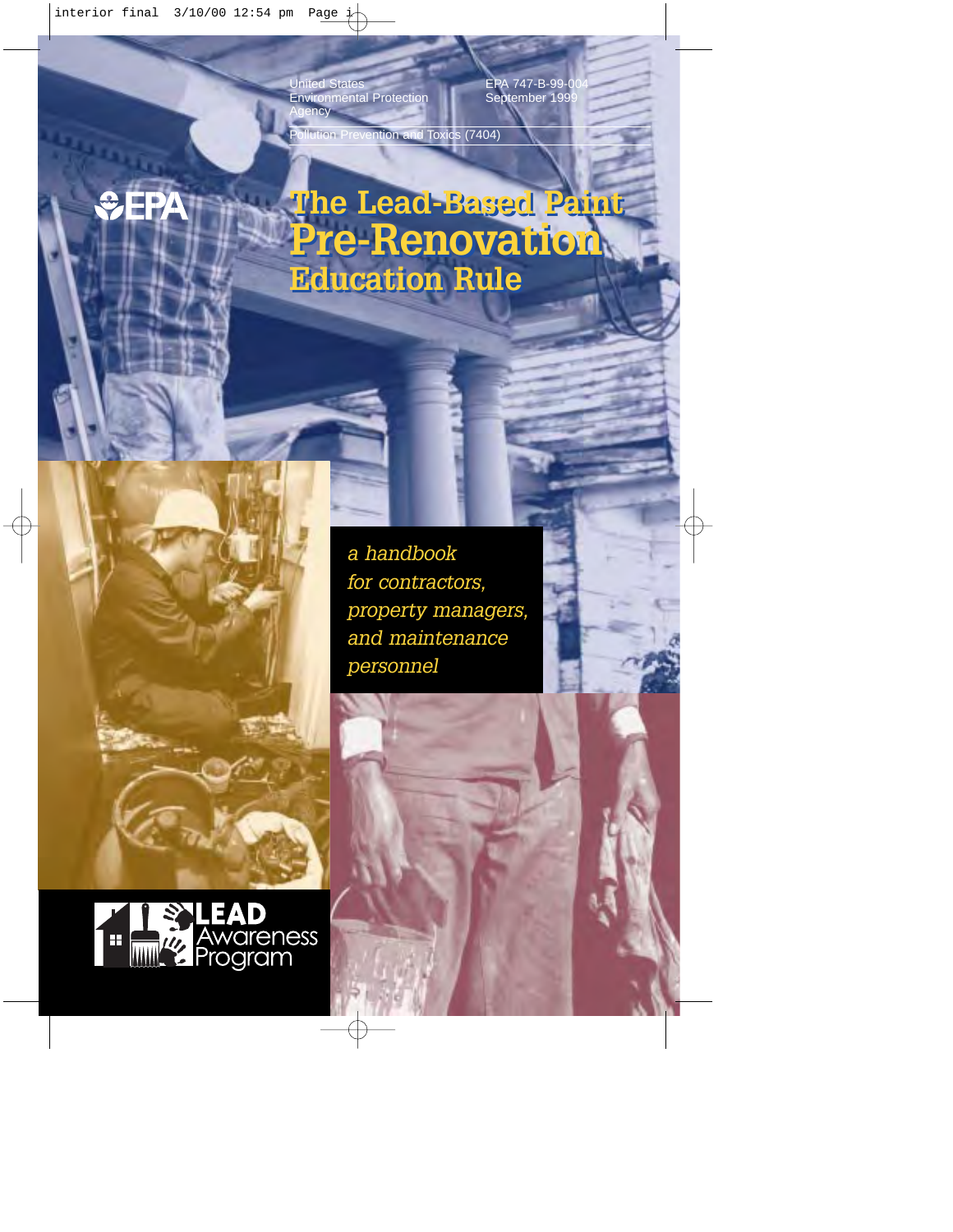United States Environmental Protection Agency

EPA 747-B-99-004
September 1999

Pollution Prevention and Toxics (7404)

EPA

# The Lead-Based Paint Pre-Renovation Education Rule

*a handbook for contractors, property managers, and maintenance personnel*

LEAD Awareness Program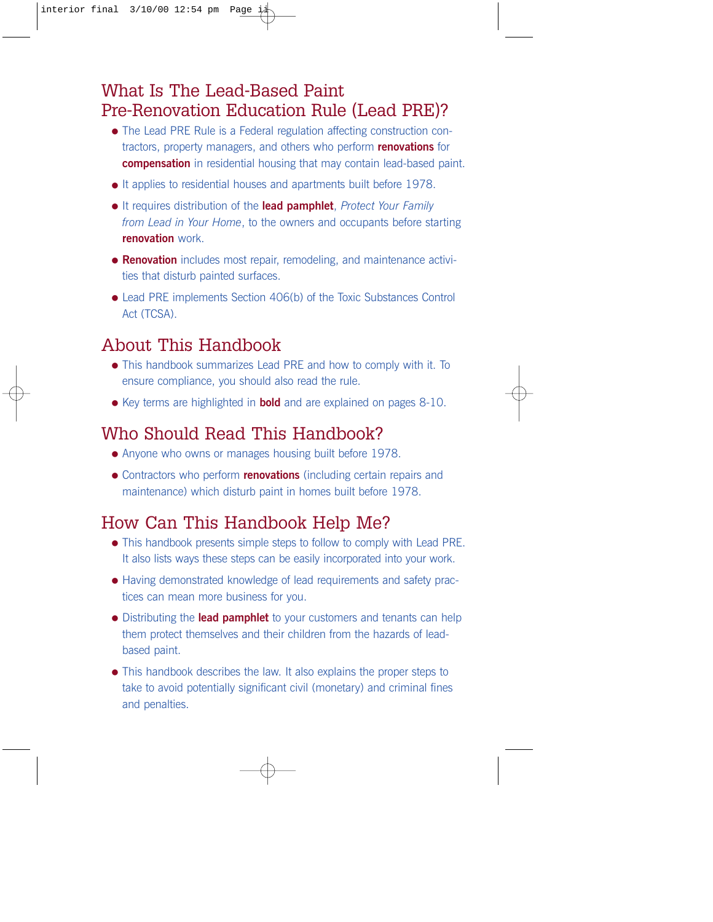## What Is The Lead-Based Paint Pre-Renovation Education Rule (Lead PRE)?

- The Lead PRE Rule is a Federal regulation affecting construction contractors, property managers, and others who perform **renovations** for **compensation** in residential housing that may contain lead-based paint.
- It applies to residential houses and apartments built before 1978.
- It requires distribution of the **lead pamphlet**, *Protect Your Family from Lead in Your Home*, to the owners and occupants before starting **renovation** work.
- **Renovation** includes most repair, remodeling, and maintenance activities that disturb painted surfaces.
- Lead PRE implements Section 406(b) of the Toxic Substances Control Act (TCSA).

## About This Handbook

- This handbook summarizes Lead PRE and how to comply with it. To ensure compliance, you should also read the rule.
- Key terms are highlighted in **bold** and are explained on pages 8-10.

## Who Should Read This Handbook?

- Anyone who owns or manages housing built before 1978.
- Contractors who perform **renovations** (including certain repairs and maintenance) which disturb paint in homes built before 1978.

## How Can This Handbook Help Me?

- This handbook presents simple steps to follow to comply with Lead PRE. It also lists ways these steps can be easily incorporated into your work.
- Having demonstrated knowledge of lead requirements and safety practices can mean more business for you.
- Distributing the **lead pamphlet** to your customers and tenants can help them protect themselves and their children from the hazards of lead-based paint.
- This handbook describes the law. It also explains the proper steps to take to avoid potentially significant civil (monetary) and criminal fines and penalties.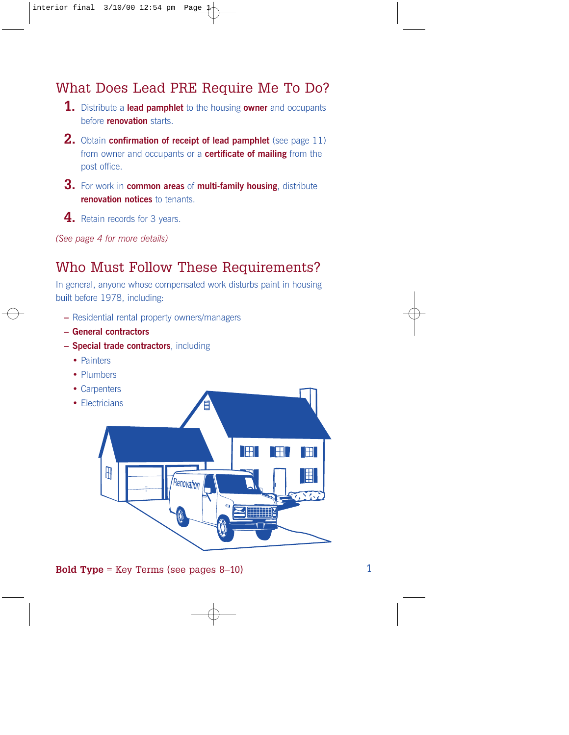## What Does Lead PRE Require Me To Do?

1. Distribute a **lead pamphlet** to the housing **owner** and occupants before **renovation** starts.
2. Obtain **confirmation of receipt of lead pamphlet** (see page 11) from owner and occupants or a **certificate of mailing** from the post office.
3. For work in **common areas** of **multi-family housing**, distribute **renovation notices** to tenants.
4. Retain records for 3 years.

*(See page 4 for more details)*

## Who Must Follow These Requirements?

In general, anyone whose compensated work disturbs paint in housing built before 1978, including:

- Residential rental property owners/managers
- **General contractors**
- **Special trade contractors**, including
  - Painters
  - Plumbers
  - Carpenters
  - Electricians

**Bold Type** = Key Terms (see pages 8–10)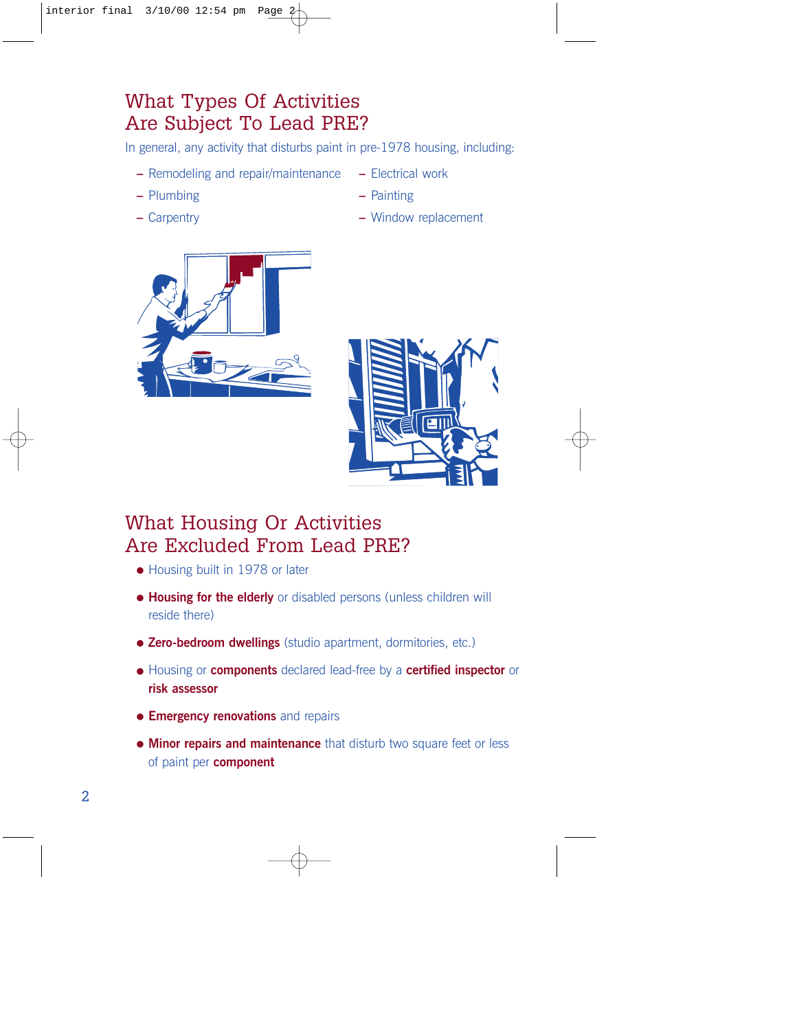## What Types Of Activities Are Subject To Lead PRE?

In general, any activity that disturbs paint in pre-1978 housing, including:

- Remodeling and repair/maintenance
- Plumbing
- Carpentry
- Electrical work
- Painting
- Window replacement

## What Housing Or Activities Are Excluded From Lead PRE?

- Housing built in 1978 or later
- **Housing for the elderly** or disabled persons (unless children will reside there)
- **Zero-bedroom dwellings** (studio apartment, dormitories, etc.)
- Housing or **components** declared lead-free by a **certified inspector** or **risk assessor**
- **Emergency renovations** and repairs
- **Minor repairs and maintenance** that disturb two square feet or less of paint per **component**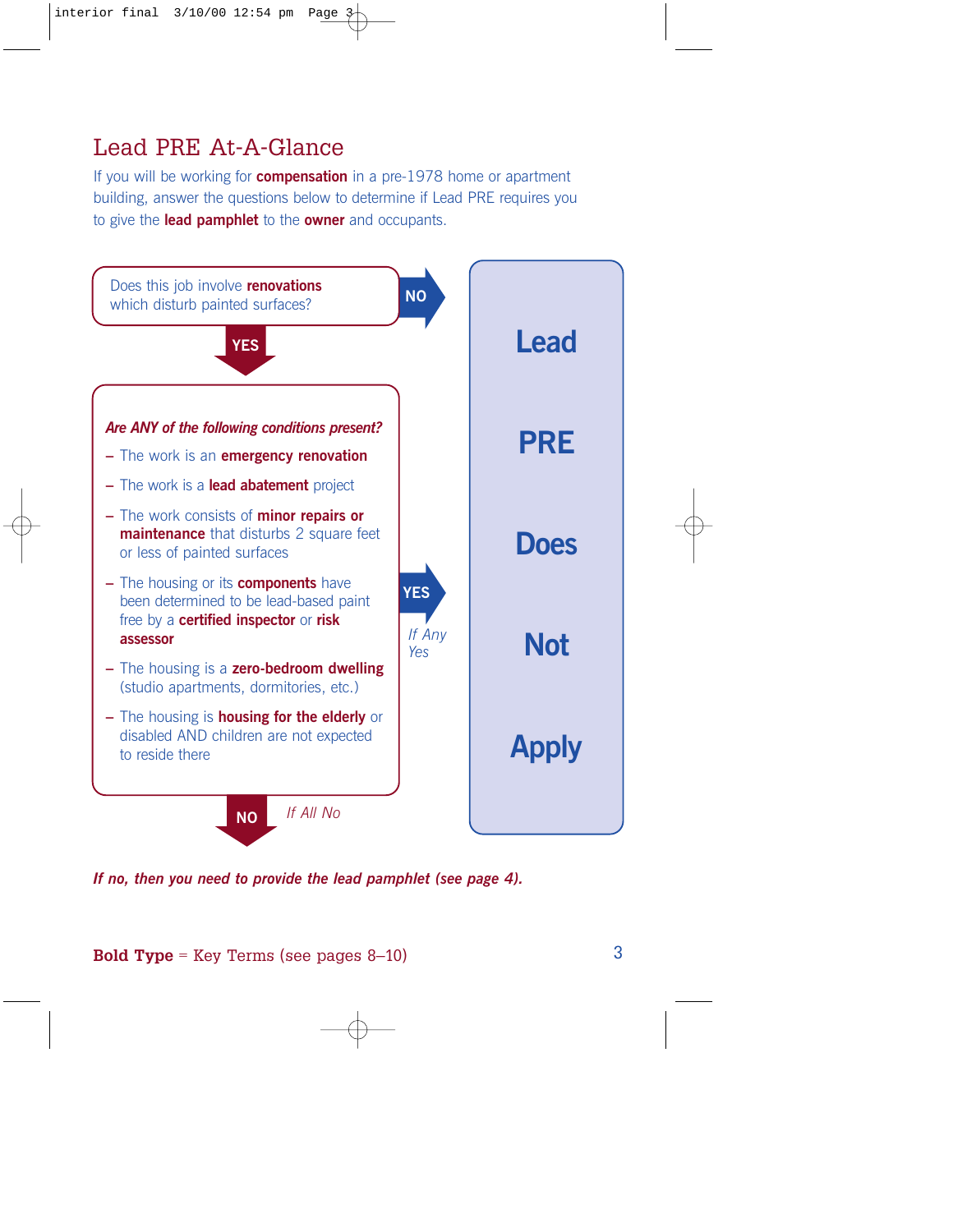# Lead PRE At-A-Glance

If you will be working for **compensation** in a pre-1978 home or apartment building, answer the questions below to determine if Lead PRE requires you to give the **lead pamphlet** to the **owner** and occupants.

Does this job involve **renovations** which disturb painted surfaces?

**NO** → Lead PRE Does Not Apply

**YES** ↓

*Are ANY of the following conditions present?*

- The work is an **emergency renovation**
- The work is a **lead abatement** project
- The work consists of **minor repairs or maintenance** that disturbs 2 square feet or less of painted surfaces
- The housing or its **components** have been determined to be lead-based paint free by a **certified inspector** or **risk assessor**
- The housing is a **zero-bedroom dwelling** (studio apartments, dormitories, etc.)
- The housing is **housing for the elderly** or disabled AND children are not expected to reside there

**YES** *If Any Yes* → **Lead PRE Does Not Apply**

**NO** *If All No* ↓

***If no, then you need to provide the lead pamphlet (see page 4).***

**Bold Type** = Key Terms (see pages 8–10)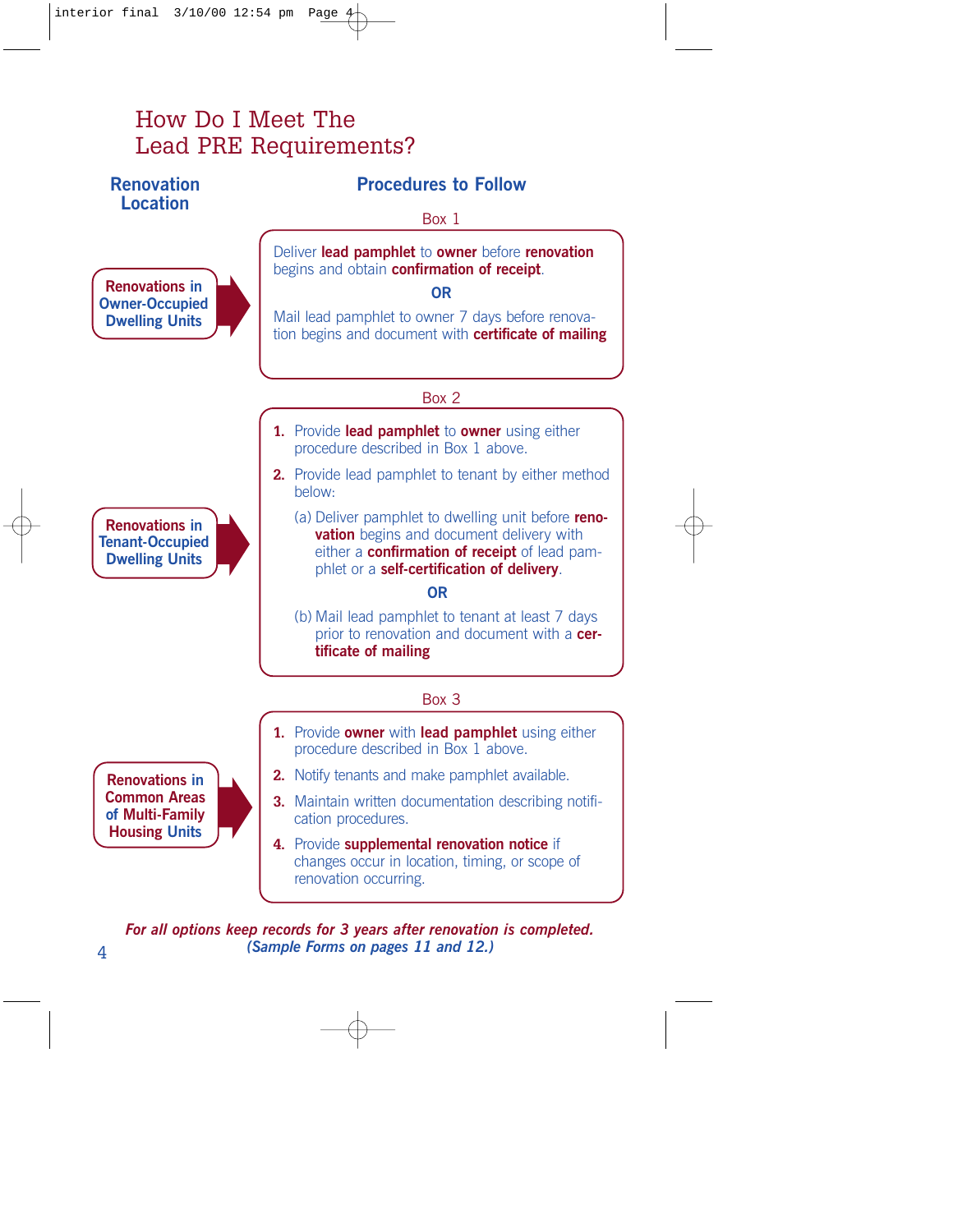# How Do I Meet The Lead PRE Requirements?

| Renovation Location | Procedures to Follow |
|---|---|
| **Renovations in Owner-Occupied Dwelling Units** | **Box 1**<br>Deliver **lead pamphlet** to **owner** before **renovation** begins and obtain **confirmation of receipt**.<br>**OR**<br>Mail lead pamphlet to owner 7 days before renovation begins and document with **certificate of mailing** |
| **Renovations in Tenant-Occupied Dwelling Units** | **Box 2**<br>**1.** Provide **lead pamphlet** to **owner** using either procedure described in Box 1 above.<br>**2.** Provide lead pamphlet to tenant by either method below:<br>(a) Deliver pamphlet to dwelling unit before **renovation** begins and document delivery with either a **confirmation of receipt** of lead pamphlet or a **self-certification of delivery**.<br>**OR**<br>(b) Mail lead pamphlet to tenant at least 7 days prior to renovation and document with a **certificate of mailing** |
| **Renovations in Common Areas of Multi-Family Housing Units** | **Box 3**<br>**1.** Provide **owner** with **lead pamphlet** using either procedure described in Box 1 above.<br>**2.** Notify tenants and make pamphlet available.<br>**3.** Maintain written documentation describing notification procedures.<br>**4.** Provide **supplemental renovation notice** if changes occur in location, timing, or scope of renovation occurring. |

***For all options keep records for 3 years after renovation is completed.***
***(Sample Forms on pages 11 and 12.)***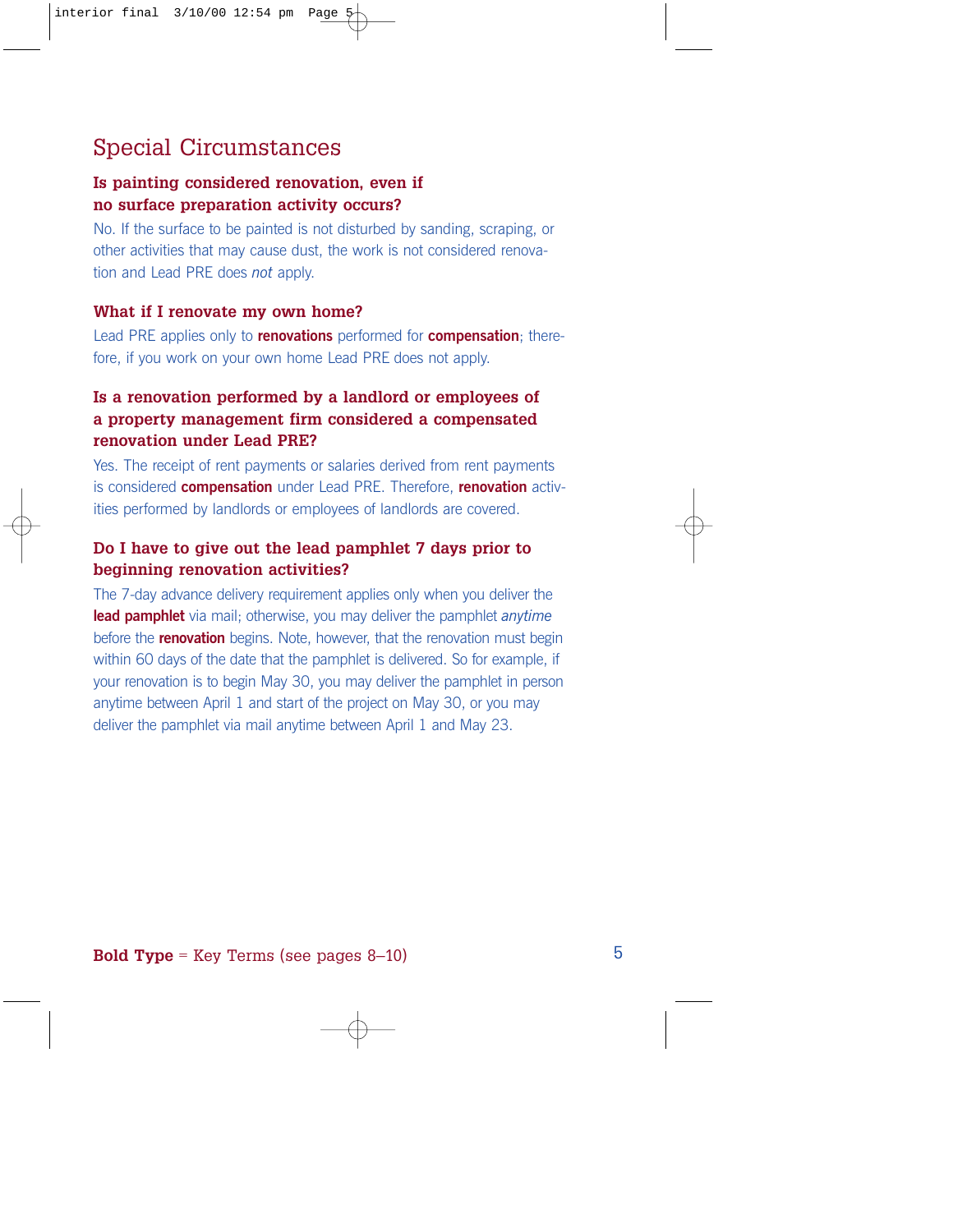## Special Circumstances

### Is painting considered renovation, even if no surface preparation activity occurs?

No. If the surface to be painted is not disturbed by sanding, scraping, or other activities that may cause dust, the work is not considered renovation and Lead PRE does *not* apply.

### What if I renovate my own home?

Lead PRE applies only to **renovations** performed for **compensation**; therefore, if you work on your own home Lead PRE does not apply.

### Is a renovation performed by a landlord or employees of a property management firm considered a compensated renovation under Lead PRE?

Yes. The receipt of rent payments or salaries derived from rent payments is considered **compensation** under Lead PRE. Therefore, **renovation** activities performed by landlords or employees of landlords are covered.

### Do I have to give out the lead pamphlet 7 days prior to beginning renovation activities?

The 7-day advance delivery requirement applies only when you deliver the **lead pamphlet** via mail; otherwise, you may deliver the pamphlet *anytime* before the **renovation** begins. Note, however, that the renovation must begin within 60 days of the date that the pamphlet is delivered. So for example, if your renovation is to begin May 30, you may deliver the pamphlet in person anytime between April 1 and start of the project on May 30, or you may deliver the pamphlet via mail anytime between April 1 and May 23.

**Bold Type** = Key Terms (see pages 8–10)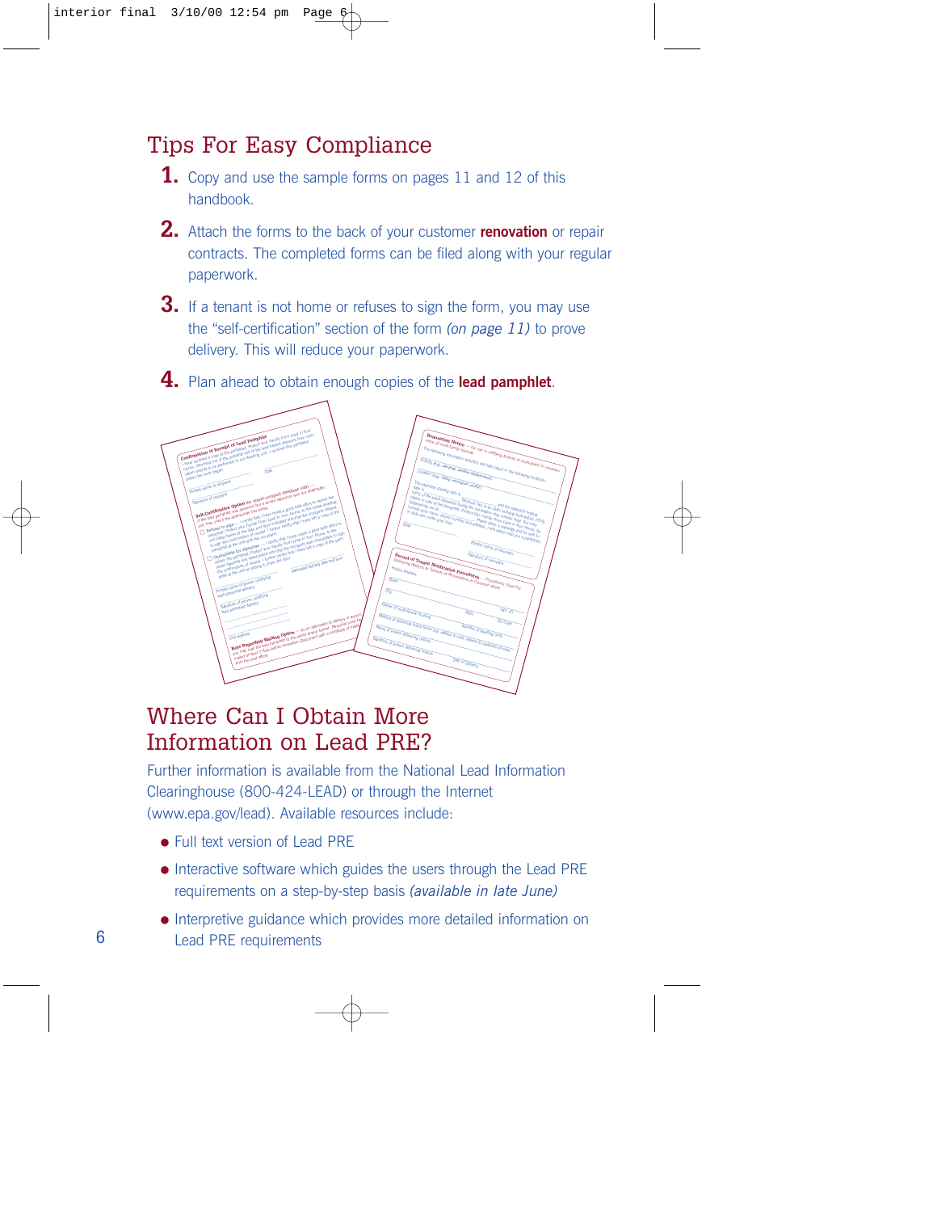## Tips For Easy Compliance

1. Copy and use the sample forms on pages 11 and 12 of this handbook.
2. Attach the forms to the back of your customer **renovation** or repair contracts. The completed forms can be filed along with your regular paperwork.
3. If a tenant is not home or refuses to sign the form, you may use the "self-certification" section of the form *(on page 11)* to prove delivery. This will reduce your paperwork.
4. Plan ahead to obtain enough copies of the **lead pamphlet**.

## Where Can I Obtain More Information on Lead PRE?

Further information is available from the National Lead Information Clearinghouse (800-424-LEAD) or through the Internet (www.epa.gov/lead). Available resources include:

- Full text version of Lead PRE
- Interactive software which guides the users through the Lead PRE requirements on a step-by-step basis *(available in late June)*
- Interpretive guidance which provides more detailed information on Lead PRE requirements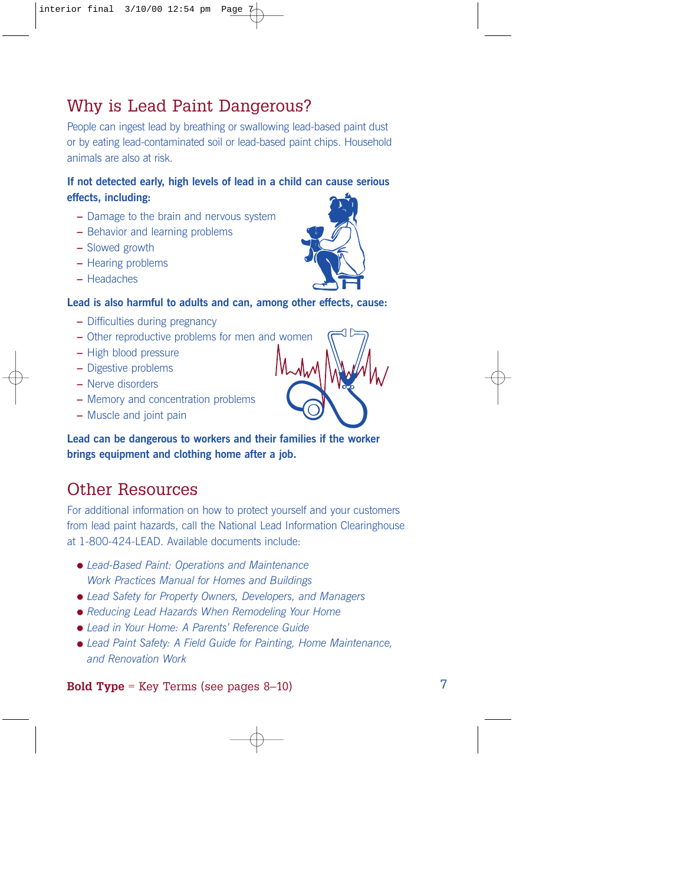## Why is Lead Paint Dangerous?

People can ingest lead by breathing or swallowing lead-based paint dust or by eating lead-contaminated soil or lead-based paint chips. Household animals are also at risk.

**If not detected early, high levels of lead in a child can cause serious effects, including:**

- Damage to the brain and nervous system
- Behavior and learning problems
- Slowed growth
- Hearing problems
- Headaches

**Lead is also harmful to adults and can, among other effects, cause:**

- Difficulties during pregnancy
- Other reproductive problems for men and women
- High blood pressure
- Digestive problems
- Nerve disorders
- Memory and concentration problems
- Muscle and joint pain

**Lead can be dangerous to workers and their families if the worker brings equipment and clothing home after a job.**

## Other Resources

For additional information on how to protect yourself and your customers from lead paint hazards, call the National Lead Information Clearinghouse at 1-800-424-LEAD. Available documents include:

- *Lead-Based Paint: Operations and Maintenance Work Practices Manual for Homes and Buildings*
- *Lead Safety for Property Owners, Developers, and Managers*
- *Reducing Lead Hazards When Remodeling Your Home*
- *Lead in Your Home: A Parents' Reference Guide*
- *Lead Paint Safety: A Field Guide for Painting, Home Maintenance, and Renovation Work*

**Bold Type** = Key Terms (see pages 8–10)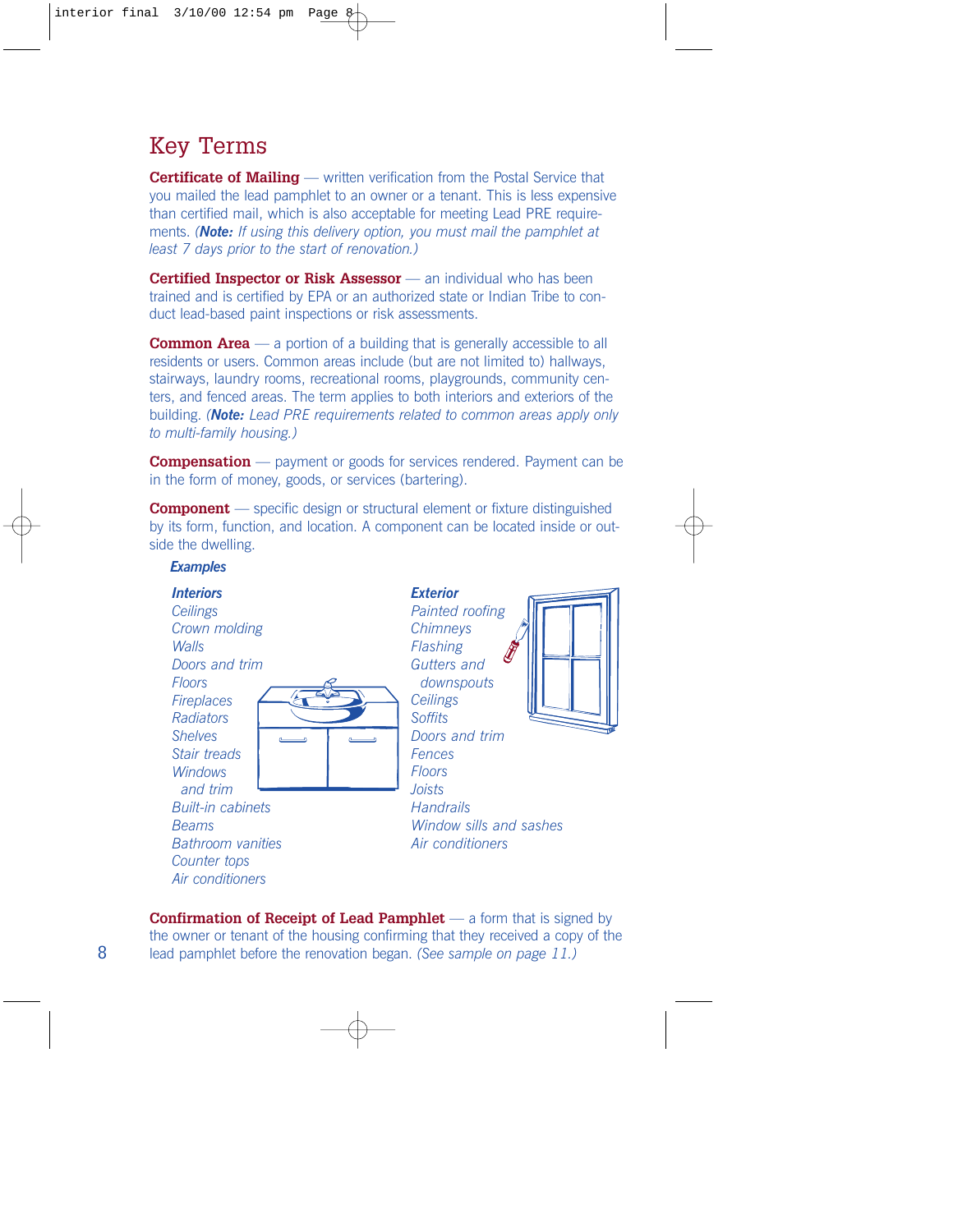## Key Terms

**Certificate of Mailing** — written verification from the Postal Service that you mailed the lead pamphlet to an owner or a tenant. This is less expensive than certified mail, which is also acceptable for meeting Lead PRE requirements. *(**Note:** If using this delivery option, you must mail the pamphlet at least 7 days prior to the start of renovation.)*

**Certified Inspector or Risk Assessor** — an individual who has been trained and is certified by EPA or an authorized state or Indian Tribe to conduct lead-based paint inspections or risk assessments.

**Common Area** — a portion of a building that is generally accessible to all residents or users. Common areas include (but are not limited to) hallways, stairways, laundry rooms, recreational rooms, playgrounds, community centers, and fenced areas. The term applies to both interiors and exteriors of the building. *(**Note:** Lead PRE requirements related to common areas apply only to multi-family housing.)*

**Compensation** — payment or goods for services rendered. Payment can be in the form of money, goods, or services (bartering).

**Component** — specific design or structural element or fixture distinguished by its form, function, and location. A component can be located inside or outside the dwelling.

***Examples***

***Interiors***

*Ceilings*
*Crown molding*
*Walls*
*Doors and trim*
*Floors*
*Fireplaces*
*Radiators*
*Shelves*
*Stair treads*
*Windows and trim*
*Built-in cabinets*
*Beams*
*Bathroom vanities*
*Counter tops*
*Air conditioners*

***Exterior***

*Painted roofing*
*Chimneys*
*Flashing*
*Gutters and downspouts*
*Ceilings*
*Soffits*
*Doors and trim*
*Fences*
*Floors*
*Joists*
*Handrails*
*Window sills and sashes*
*Air conditioners*

**Confirmation of Receipt of Lead Pamphlet** — a form that is signed by the owner or tenant of the housing confirming that they received a copy of the lead pamphlet before the renovation began. *(See sample on page 11.)*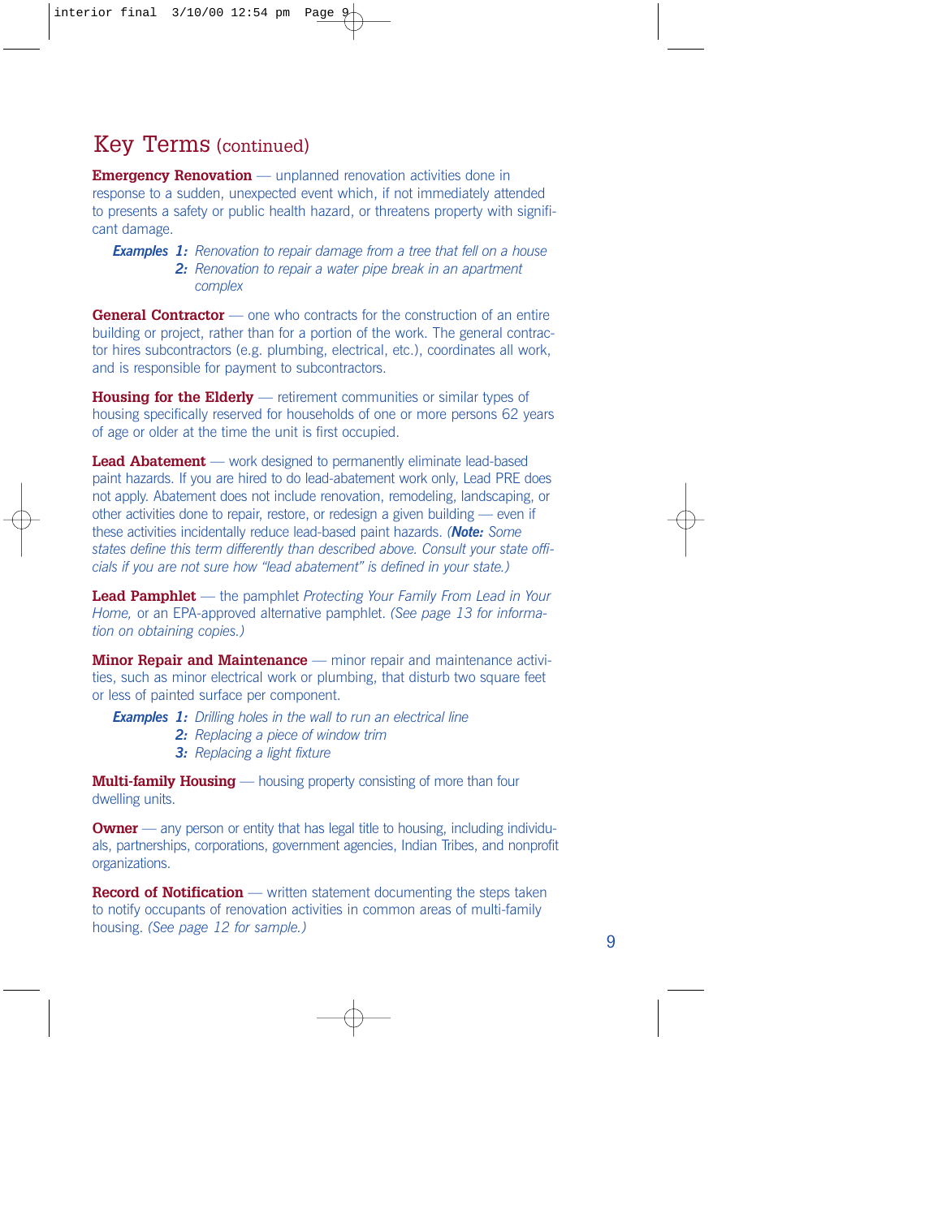## Key Terms (continued)

**Emergency Renovation** — unplanned renovation activities done in response to a sudden, unexpected event which, if not immediately attended to presents a safety or public health hazard, or threatens property with significant damage.

***Examples*** ***1:*** *Renovation to repair damage from a tree that fell on a house*
***2:*** *Renovation to repair a water pipe break in an apartment complex*

**General Contractor** — one who contracts for the construction of an entire building or project, rather than for a portion of the work. The general contractor hires subcontractors (e.g. plumbing, electrical, etc.), coordinates all work, and is responsible for payment to subcontractors.

**Housing for the Elderly** — retirement communities or similar types of housing specifically reserved for households of one or more persons 62 years of age or older at the time the unit is first occupied.

**Lead Abatement** — work designed to permanently eliminate lead-based paint hazards. If you are hired to do lead-abatement work only, Lead PRE does not apply. Abatement does not include renovation, remodeling, landscaping, or other activities done to repair, restore, or redesign a given building — even if these activities incidentally reduce lead-based paint hazards. *(**Note:** Some states define this term differently than described above. Consult your state officials if you are not sure how "lead abatement" is defined in your state.)*

**Lead Pamphlet** — the pamphlet *Protecting Your Family From Lead in Your Home,* or an EPA-approved alternative pamphlet. *(See page 13 for information on obtaining copies.)*

**Minor Repair and Maintenance** — minor repair and maintenance activities, such as minor electrical work or plumbing, that disturb two square feet or less of painted surface per component.

***Examples*** ***1:*** *Drilling holes in the wall to run an electrical line*
***2:*** *Replacing a piece of window trim*
***3:*** *Replacing a light fixture*

**Multi-family Housing** — housing property consisting of more than four dwelling units.

**Owner** — any person or entity that has legal title to housing, including individuals, partnerships, corporations, government agencies, Indian Tribes, and nonprofit organizations.

**Record of Notification** — written statement documenting the steps taken to notify occupants of renovation activities in common areas of multi-family housing. *(See page 12 for sample.)*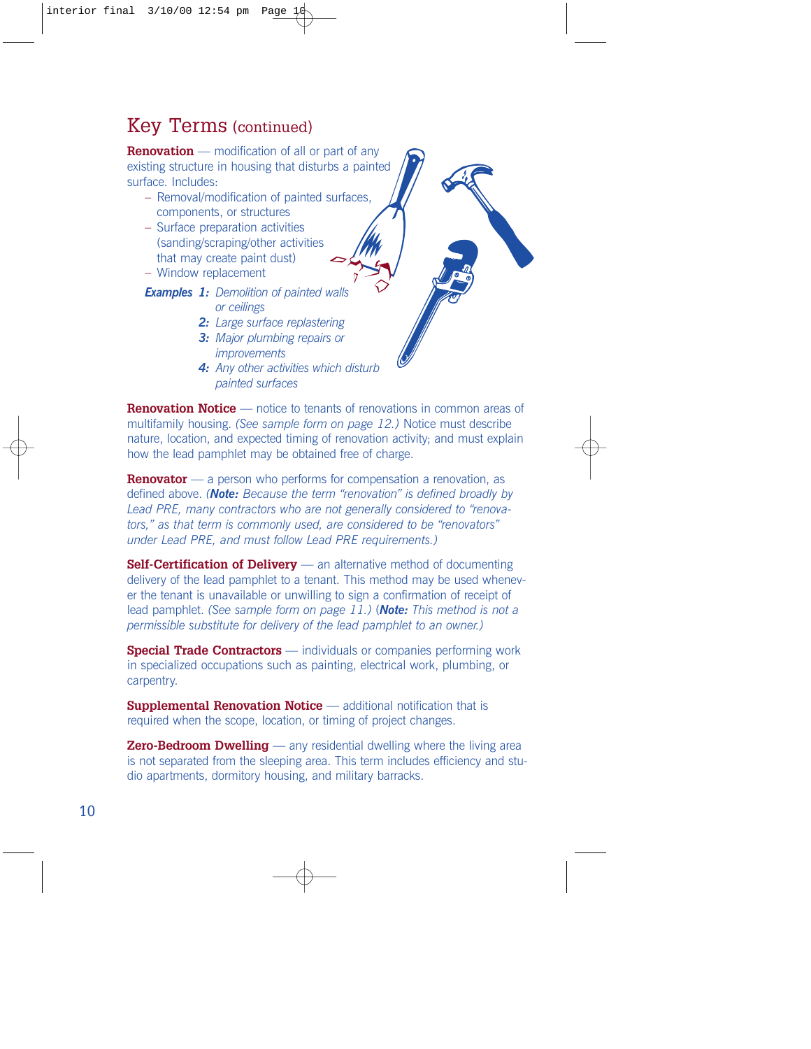## Key Terms (continued)

**Renovation** — modification of all or part of any existing structure in housing that disturbs a painted surface. Includes:

- Removal/modification of painted surfaces, components, or structures
- Surface preparation activities (sanding/scraping/other activities that may create paint dust)
- Window replacement

***Examples 1:*** *Demolition of painted walls or ceilings*

***2:*** *Large surface replastering*

***3:*** *Major plumbing repairs or improvements*

***4:*** *Any other activities which disturb painted surfaces*

**Renovation Notice** — notice to tenants of renovations in common areas of multifamily housing. *(See sample form on page 12.)* Notice must describe nature, location, and expected timing of renovation activity; and must explain how the lead pamphlet may be obtained free of charge.

**Renovator** — a person who performs for compensation a renovation, as defined above. (***Note:*** *Because the term "renovation" is defined broadly by Lead PRE, many contractors who are not generally considered to "renovators," as that term is commonly used, are considered to be "renovators" under Lead PRE, and must follow Lead PRE requirements.)*

**Self-Certification of Delivery** — an alternative method of documenting delivery of the lead pamphlet to a tenant. This method may be used whenever the tenant is unavailable or unwilling to sign a confirmation of receipt of lead pamphlet. *(See sample form on page 11.)* (***Note:*** *This method is not a permissible substitute for delivery of the lead pamphlet to an owner.)*

**Special Trade Contractors** — individuals or companies performing work in specialized occupations such as painting, electrical work, plumbing, or carpentry.

**Supplemental Renovation Notice** — additional notification that is required when the scope, location, or timing of project changes.

**Zero-Bedroom Dwelling** — any residential dwelling where the living area is not separated from the sleeping area. This term includes efficiency and studio apartments, dormitory housing, and military barracks.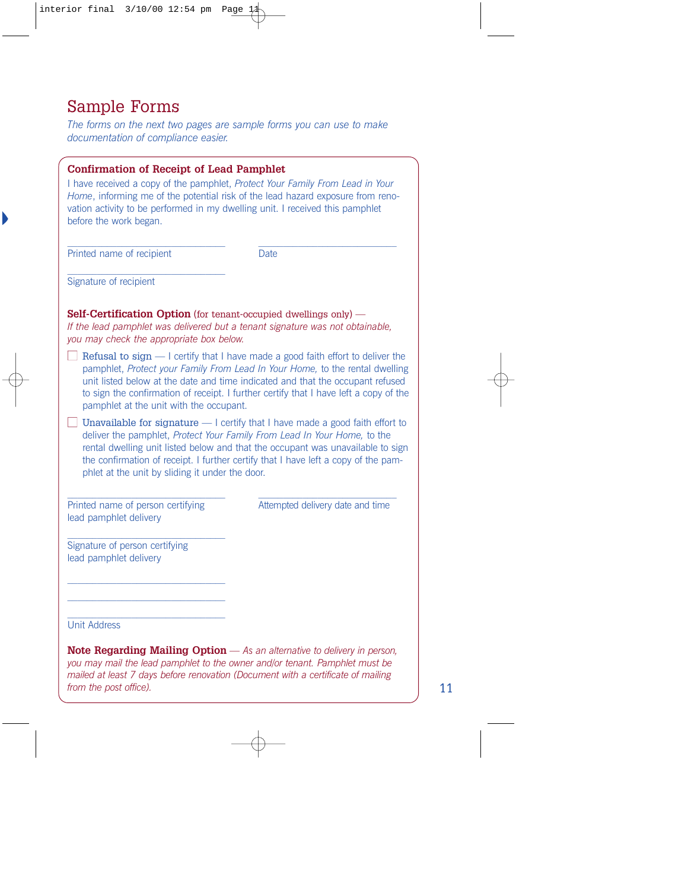# Sample Forms

*The forms on the next two pages are sample forms you can use to make documentation of compliance easier.*

## Confirmation of Receipt of Lead Pamphlet

I have received a copy of the pamphlet, *Protect Your Family From Lead in Your Home*, informing me of the potential risk of the lead hazard exposure from renovation activity to be performed in my dwelling unit. I received this pamphlet before the work began.

\_\_\_\_\_\_\_\_\_\_\_\_\_\_\_\_\_\_\_\_\_\_\_\_\_\_\_\_\_\_\_\_\_\_\_\_\_\_\_\_\_\_\_\_\_\_\_\_\_\_\_\_\_\_\_\_\_\_\_\_\_\_\_\_\_\_\_\_\_\_
Printed name of recipient &nbsp;&nbsp;&nbsp;&nbsp;&nbsp;&nbsp;&nbsp;&nbsp;&nbsp;&nbsp;&nbsp;&nbsp;&nbsp;&nbsp;&nbsp;&nbsp;&nbsp;&nbsp;&nbsp;&nbsp; Date

\_\_\_\_\_\_\_\_\_\_\_\_\_\_\_\_\_\_\_\_\_\_\_\_\_\_\_\_\_\_\_\_\_\_\_
Signature of recipient

**Self-Certification Option** (for tenant-occupied dwellings only) — *If the lead pamphlet was delivered but a tenant signature was not obtainable, you may check the appropriate box below.*

- ☐ **Refusal to sign** — I certify that I have made a good faith effort to deliver the pamphlet, *Protect your Family From Lead In Your Home,* to the rental dwelling unit listed below at the date and time indicated and that the occupant refused to sign the confirmation of receipt. I further certify that I have left a copy of the pamphlet at the unit with the occupant.

- ☐ **Unavailable for signature** — I certify that I have made a good faith effort to deliver the pamphlet, *Protect Your Family From Lead In Your Home,* to the rental dwelling unit listed below and that the occupant was unavailable to sign the confirmation of receipt. I further certify that I have left a copy of the pamphlet at the unit by sliding it under the door.

\_\_\_\_\_\_\_\_\_\_\_\_\_\_\_\_\_\_\_\_\_\_\_\_\_\_\_\_\_\_\_\_\_\_\_\_\_\_\_\_\_\_\_\_\_\_\_\_\_\_\_\_\_\_\_\_\_\_\_\_\_\_\_\_\_\_\_\_\_\_
Printed name of person certifying lead pamphlet delivery &nbsp;&nbsp;&nbsp;&nbsp;&nbsp;&nbsp;&nbsp;&nbsp;&nbsp;&nbsp; Attempted delivery date and time

\_\_\_\_\_\_\_\_\_\_\_\_\_\_\_\_\_\_\_\_\_\_\_\_\_\_\_\_\_\_\_\_\_\_\_
Signature of person certifying lead pamphlet delivery

\_\_\_\_\_\_\_\_\_\_\_\_\_\_\_\_\_\_\_\_\_\_\_\_\_\_\_\_\_\_\_\_\_\_\_
\_\_\_\_\_\_\_\_\_\_\_\_\_\_\_\_\_\_\_\_\_\_\_\_\_\_\_\_\_\_\_\_\_\_\_
\_\_\_\_\_\_\_\_\_\_\_\_\_\_\_\_\_\_\_\_\_\_\_\_\_\_\_\_\_\_\_\_\_\_\_
Unit Address

**Note Regarding Mailing Option** — *As an alternative to delivery in person, you may mail the lead pamphlet to the owner and/or tenant. Pamphlet must be mailed at least 7 days before renovation (Document with a certificate of mailing from the post office).*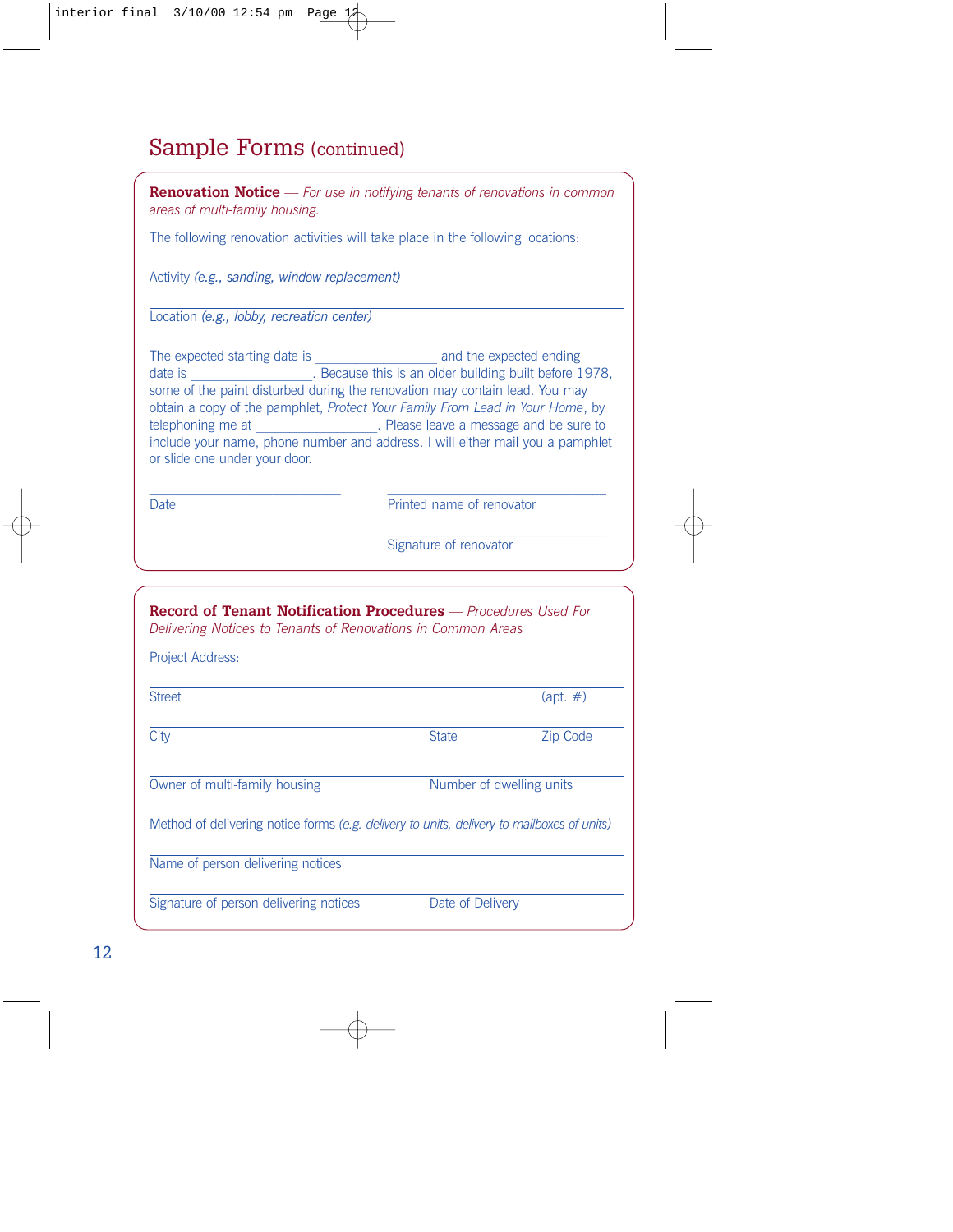## Sample Forms (continued)

**Renovation Notice** — *For use in notifying tenants of renovations in common areas of multi-family housing.*

The following renovation activities will take place in the following locations:

\_\_\_\_\_\_\_\_\_\_\_\_\_\_\_\_\_\_\_\_\_\_\_\_\_\_\_\_\_\_\_\_\_\_\_\_\_\_\_\_\_\_\_\_\_\_\_\_\_\_\_\_\_\_\_\_
Activity *(e.g., sanding, window replacement)*

\_\_\_\_\_\_\_\_\_\_\_\_\_\_\_\_\_\_\_\_\_\_\_\_\_\_\_\_\_\_\_\_\_\_\_\_\_\_\_\_\_\_\_\_\_\_\_\_\_\_\_\_\_\_\_\_
Location *(e.g., lobby, recreation center)*

The expected starting date is \_\_\_\_\_\_\_\_\_\_\_\_\_\_\_\_ and the expected ending date is \_\_\_\_\_\_\_\_\_\_\_\_\_\_\_\_. Because this is an older building built before 1978, some of the paint disturbed during the renovation may contain lead. You may obtain a copy of the pamphlet, *Protect Your Family From Lead in Your Home*, by telephoning me at \_\_\_\_\_\_\_\_\_\_\_\_\_\_\_\_. Please leave a message and be sure to include your name, phone number and address. I will either mail you a pamphlet or slide one under your door.

\_\_\_\_\_\_\_\_\_\_\_\_\_\_\_\_\_\_\_\_\_\_\_\_\_\_
Date

\_\_\_\_\_\_\_\_\_\_\_\_\_\_\_\_\_\_\_\_\_\_\_\_\_\_
Printed name of renovator

\_\_\_\_\_\_\_\_\_\_\_\_\_\_\_\_\_\_\_\_\_\_\_\_\_\_
Signature of renovator

---

**Record of Tenant Notification Procedures** — *Procedures Used For Delivering Notices to Tenants of Renovations in Common Areas*

Project Address:

\_\_\_\_\_\_\_\_\_\_\_\_\_\_\_\_\_\_\_\_\_\_\_\_\_\_\_\_\_\_\_\_\_\_\_\_\_\_\_\_\_\_\_\_\_\_\_\_\_\_\_\_\_\_\_\_
Street (apt. #)

\_\_\_\_\_\_\_\_\_\_\_\_\_\_\_\_\_\_\_\_\_\_\_\_\_\_\_\_\_\_\_\_\_\_\_\_\_\_\_\_\_\_\_\_\_\_\_\_\_\_\_\_\_\_\_\_
City State Zip Code

\_\_\_\_\_\_\_\_\_\_\_\_\_\_\_\_\_\_\_\_\_\_\_\_\_\_\_\_\_\_\_\_\_\_\_\_\_\_\_\_\_\_\_\_\_\_\_\_\_\_\_\_\_\_\_\_
Owner of multi-family housing Number of dwelling units

\_\_\_\_\_\_\_\_\_\_\_\_\_\_\_\_\_\_\_\_\_\_\_\_\_\_\_\_\_\_\_\_\_\_\_\_\_\_\_\_\_\_\_\_\_\_\_\_\_\_\_\_\_\_\_\_
Method of delivering notice forms *(e.g. delivery to units, delivery to mailboxes of units)*

\_\_\_\_\_\_\_\_\_\_\_\_\_\_\_\_\_\_\_\_\_\_\_\_\_\_\_\_\_\_\_\_\_\_\_\_\_\_\_\_\_\_\_\_\_\_\_\_\_\_\_\_\_\_\_\_
Name of person delivering notices

\_\_\_\_\_\_\_\_\_\_\_\_\_\_\_\_\_\_\_\_\_\_\_\_\_\_\_\_\_\_\_\_\_\_\_\_\_\_\_\_\_\_\_\_\_\_\_\_\_\_\_\_\_\_\_\_
Signature of person delivering notices Date of Delivery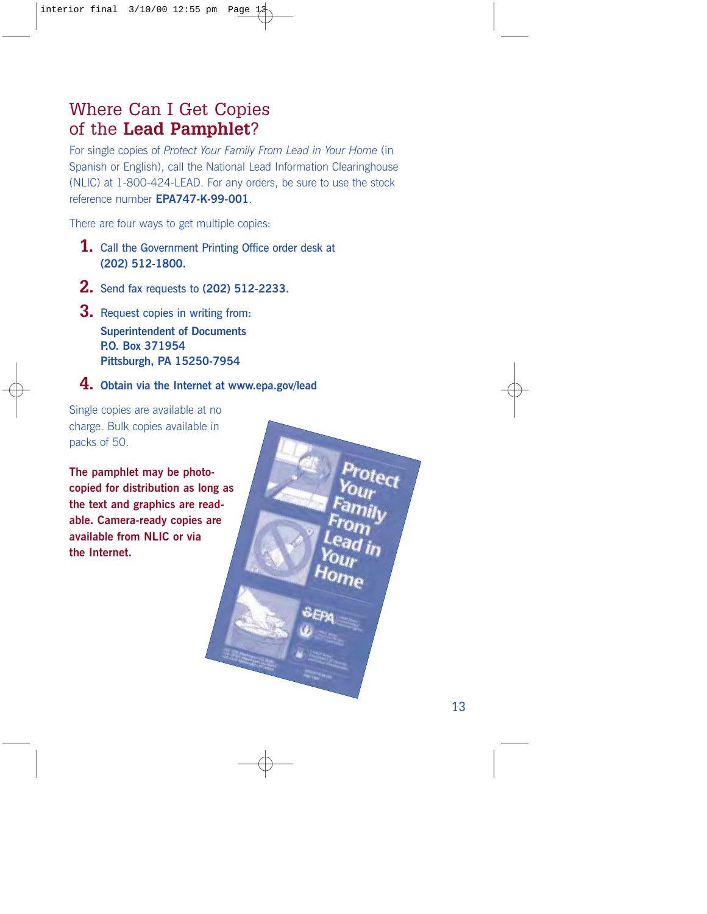# Where Can I Get Copies of the **Lead Pamphlet**?

For single copies of *Protect Your Family From Lead in Your Home* (in Spanish or English), call the National Lead Information Clearinghouse (NLIC) at 1-800-424-LEAD. For any orders, be sure to use the stock reference number **EPA747-K-99-001**.

There are four ways to get multiple copies:

1. Call the Government Printing Office order desk at **(202) 512-1800.**
2. Send fax requests to **(202) 512-2233.**
3. Request copies in writing from:

   **Superintendent of Documents**
   **P.O. Box 371954**
   **Pittsburgh, PA 15250-7954**

4. **Obtain via the Internet at www.epa.gov/lead**

Single copies are available at no charge. Bulk copies available in packs of 50.

**The pamphlet may be photocopied for distribution as long as the text and graphics are readable. Camera-ready copies are available from NLIC or via the Internet.**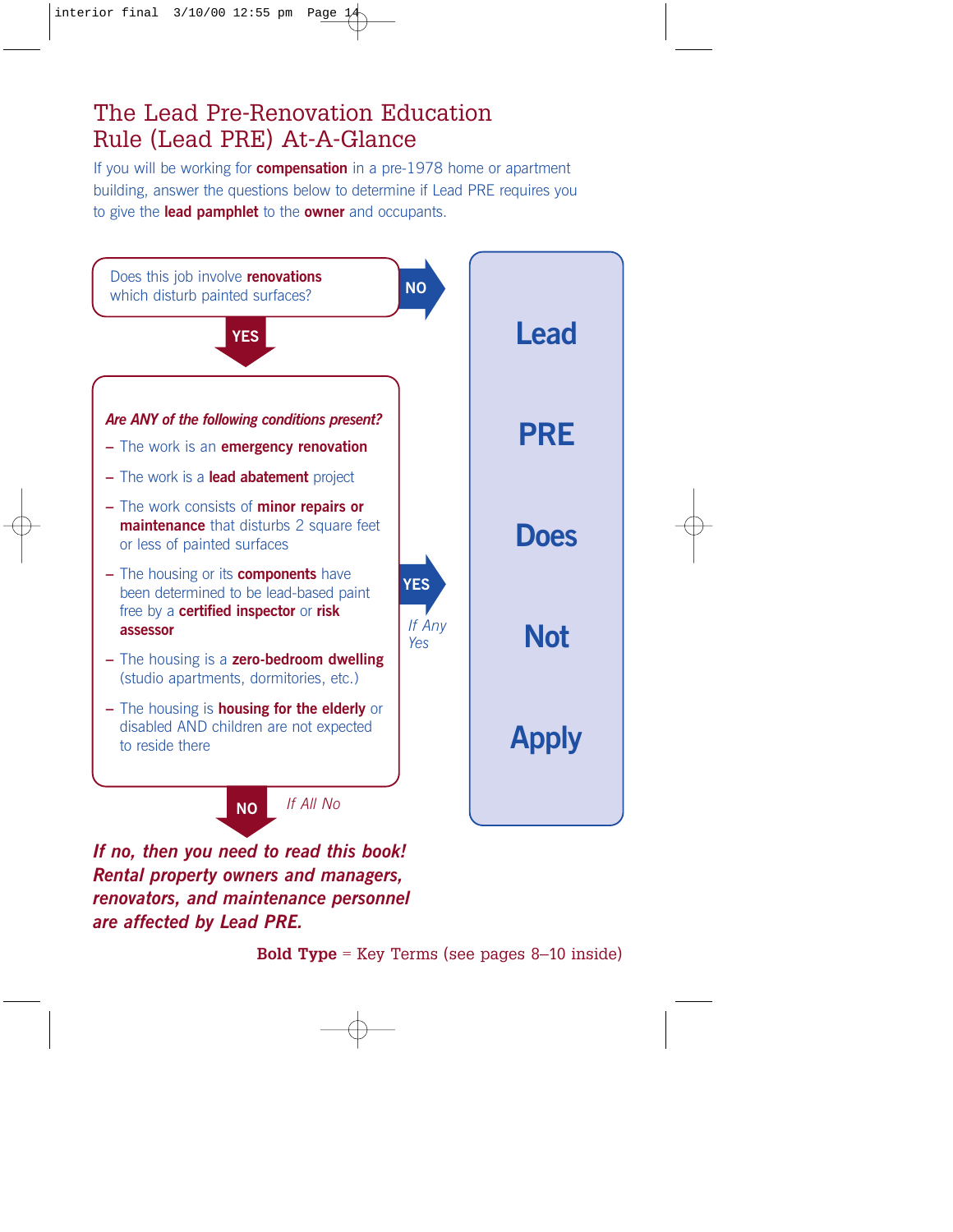# The Lead Pre-Renovation Education Rule (Lead PRE) At-A-Glance

If you will be working for **compensation** in a pre-1978 home or apartment building, answer the questions below to determine if Lead PRE requires you to give the **lead pamphlet** to the **owner** and occupants.

Does this job involve **renovations** which disturb painted surfaces?

NO → **Lead PRE Does Not Apply**

YES ↓

***Are ANY of the following conditions present?***

- The work is an **emergency renovation**
- The work is a **lead abatement** project
- The work consists of **minor repairs or maintenance** that disturbs 2 square feet or less of painted surfaces
- The housing or its **components** have been determined to be lead-based paint free by a **certified inspector** or **risk assessor**
- The housing is a **zero-bedroom dwelling** (studio apartments, dormitories, etc.)
- The housing is **housing for the elderly** or disabled AND children are not expected to reside there

YES (*If Any Yes*) → **Lead PRE Does Not Apply**

NO (*If All No*) ↓

***If no, then you need to read this book! Rental property owners and managers, renovators, and maintenance personnel are affected by Lead PRE.***

**Bold Type** = Key Terms (see pages 8–10 inside)